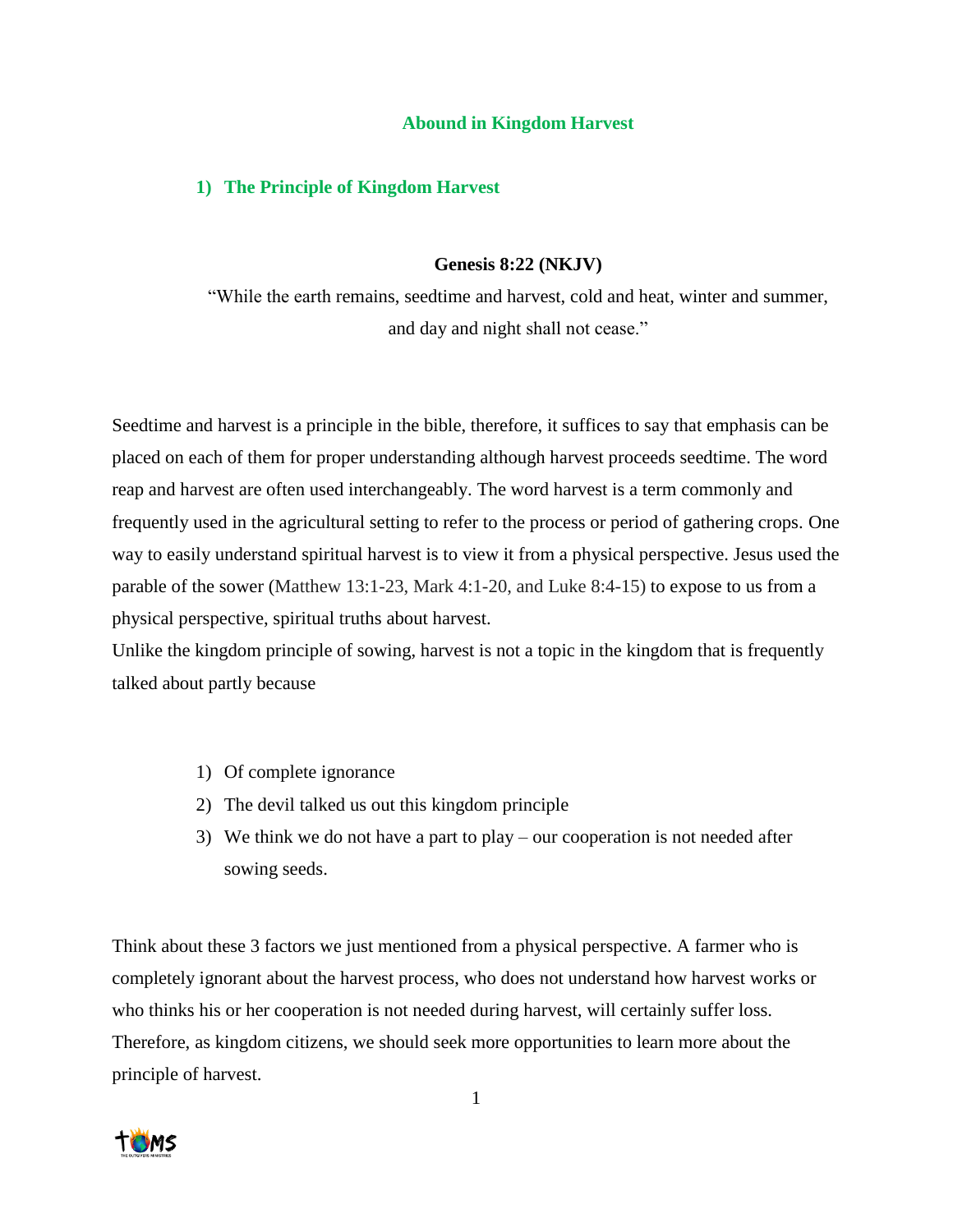# Abound in Kingdom Harvest

## 1) The Principle of Kingdom Harvest

**Genesis 8:22 (NKJV)**

"While the earth remains, seedtime and harvest, cold and heat, winter and summer, and day and night shall not cease."

Seedtime and harvest is a principle in the bible, therefore, it suffices to say that emphasis can be placed on each of them for proper understanding although harvest proceeds seedtime. The word reap and harvest are often used interchangeably. The word harvest is a term commonly and frequently used in the agricultural setting to refer to the process or period of gathering crops. One way to easily understand spiritual harvest is to view it from a physical perspective. Jesus used the parable of the sower (Matthew 13:1-23, Mark 4:1-20, and Luke 8:4-15) to expose to us from a physical perspective, spiritual truths about harvest.

Unlike the kingdom principle of sowing, harvest is not a topic in the kingdom that is frequently talked about partly because

1) Of complete ignorance
2) The devil talked us out this kingdom principle
3) We think we do not have a part to play – our cooperation is not needed after sowing seeds.

Think about these 3 factors we just mentioned from a physical perspective. A farmer who is completely ignorant about the harvest process, who does not understand how harvest works or who thinks his or her cooperation is not needed during harvest, will certainly suffer loss. Therefore, as kingdom citizens, we should seek more opportunities to learn more about the principle of harvest.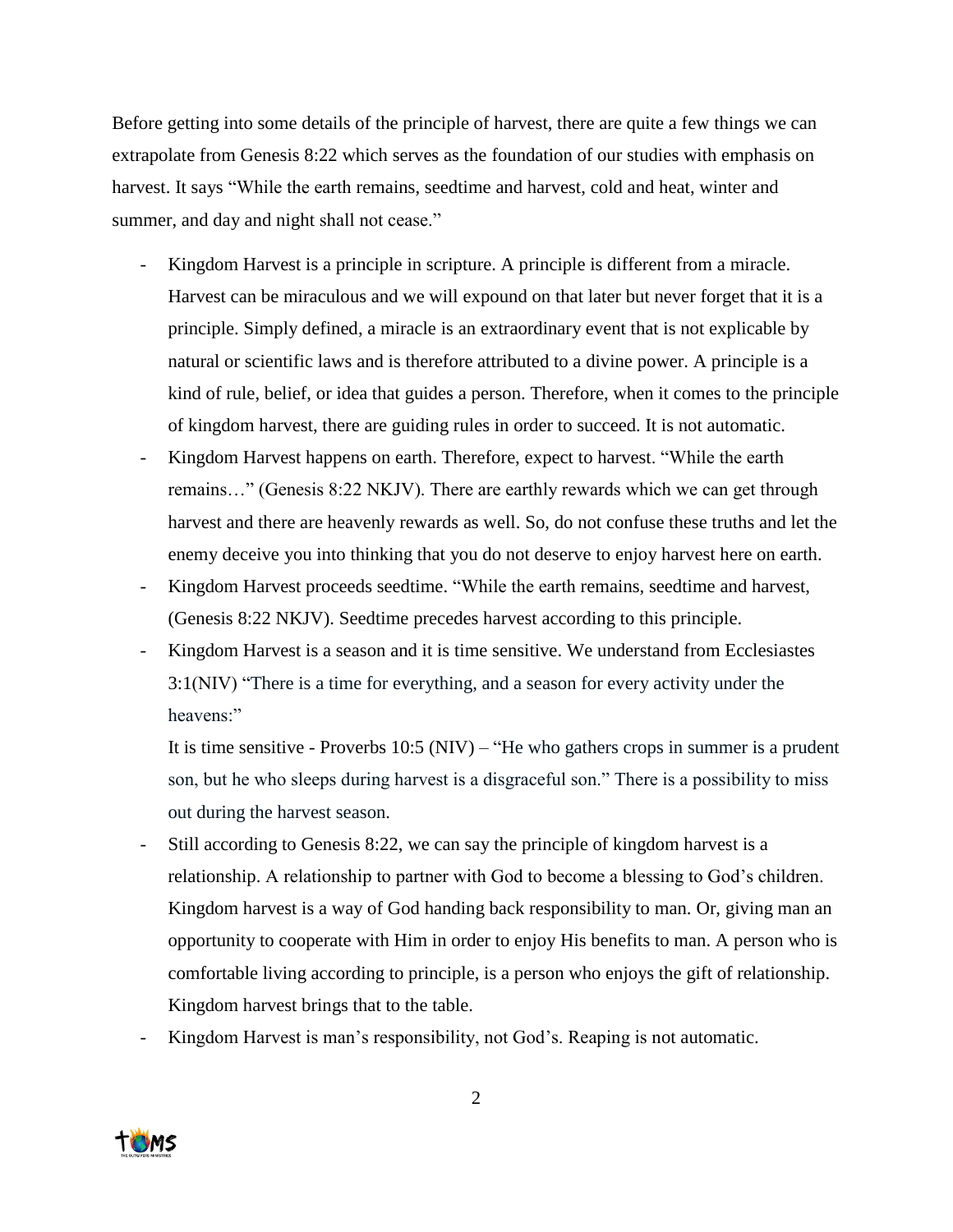Before getting into some details of the principle of harvest, there are quite a few things we can extrapolate from Genesis 8:22 which serves as the foundation of our studies with emphasis on harvest. It says "While the earth remains, seedtime and harvest, cold and heat, winter and summer, and day and night shall not cease."

- Kingdom Harvest is a principle in scripture. A principle is different from a miracle. Harvest can be miraculous and we will expound on that later but never forget that it is a principle. Simply defined, a miracle is an extraordinary event that is not explicable by natural or scientific laws and is therefore attributed to a divine power. A principle is a kind of rule, belief, or idea that guides a person. Therefore, when it comes to the principle of kingdom harvest, there are guiding rules in order to succeed. It is not automatic.
- Kingdom Harvest happens on earth. Therefore, expect to harvest. "While the earth remains…" (Genesis 8:22 NKJV). There are earthly rewards which we can get through harvest and there are heavenly rewards as well. So, do not confuse these truths and let the enemy deceive you into thinking that you do not deserve to enjoy harvest here on earth.
- Kingdom Harvest proceeds seedtime. "While the earth remains, seedtime and harvest, (Genesis 8:22 NKJV). Seedtime precedes harvest according to this principle.
- Kingdom Harvest is a season and it is time sensitive. We understand from Ecclesiastes 3:1(NIV) "There is a time for everything, and a season for every activity under the heavens:"

  It is time sensitive - Proverbs 10:5 (NIV) – "He who gathers crops in summer is a prudent son, but he who sleeps during harvest is a disgraceful son." There is a possibility to miss out during the harvest season.
- Still according to Genesis 8:22, we can say the principle of kingdom harvest is a relationship. A relationship to partner with God to become a blessing to God's children. Kingdom harvest is a way of God handing back responsibility to man. Or, giving man an opportunity to cooperate with Him in order to enjoy His benefits to man. A person who is comfortable living according to principle, is a person who enjoys the gift of relationship. Kingdom harvest brings that to the table.
- Kingdom Harvest is man's responsibility, not God's. Reaping is not automatic.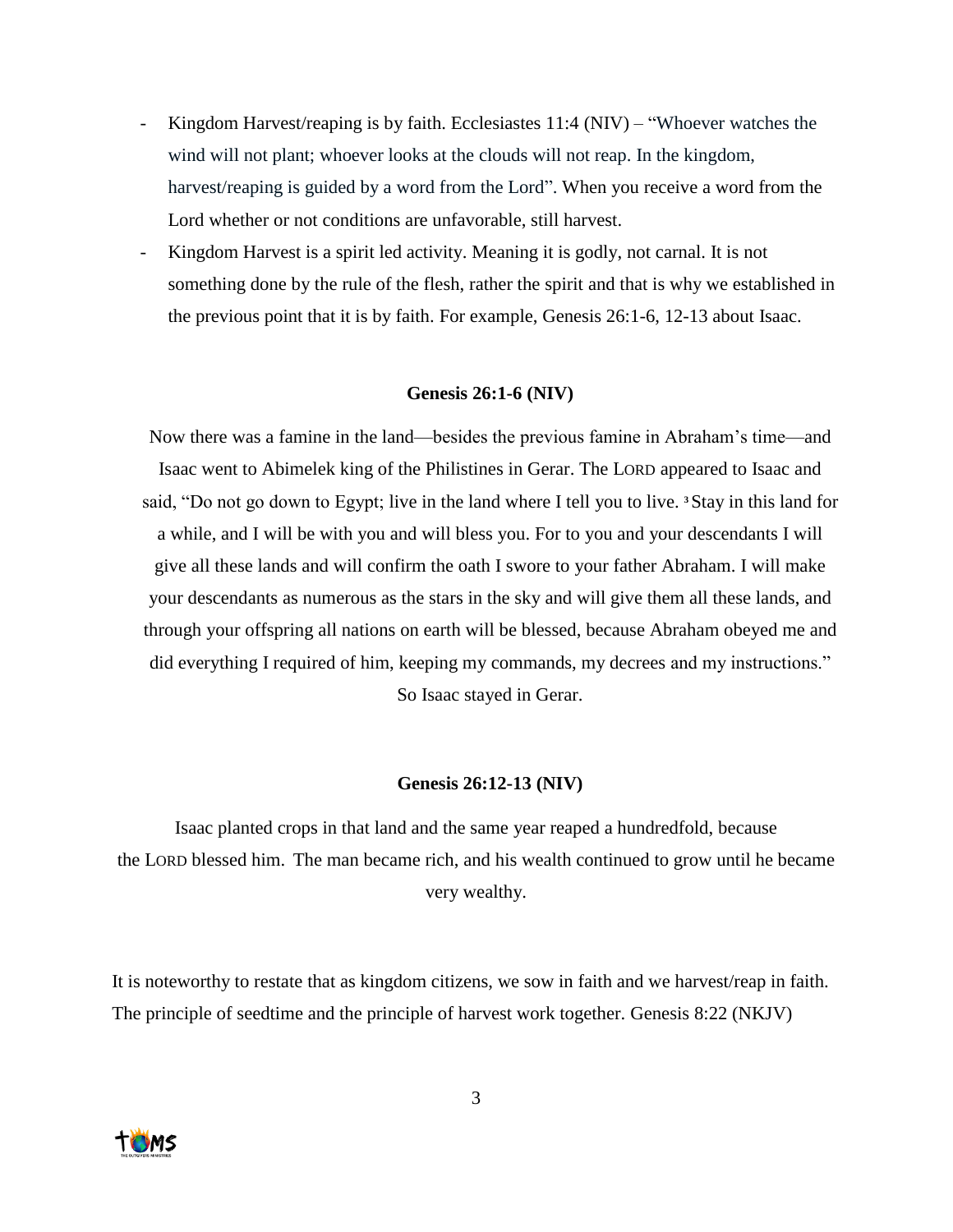- Kingdom Harvest/reaping is by faith. Ecclesiastes 11:4 (NIV) – "Whoever watches the wind will not plant; whoever looks at the clouds will not reap. In the kingdom, harvest/reaping is guided by a word from the Lord". When you receive a word from the Lord whether or not conditions are unfavorable, still harvest.
- Kingdom Harvest is a spirit led activity. Meaning it is godly, not carnal. It is not something done by the rule of the flesh, rather the spirit and that is why we established in the previous point that it is by faith. For example, Genesis 26:1-6, 12-13 about Isaac.

**Genesis 26:1-6 (NIV)**

Now there was a famine in the land—besides the previous famine in Abraham's time—and Isaac went to Abimelek king of the Philistines in Gerar. The LORD appeared to Isaac and said, "Do not go down to Egypt; live in the land where I tell you to live. [3] Stay in this land for a while, and I will be with you and will bless you. For to you and your descendants I will give all these lands and will confirm the oath I swore to your father Abraham. I will make your descendants as numerous as the stars in the sky and will give them all these lands, and through your offspring all nations on earth will be blessed, because Abraham obeyed me and did everything I required of him, keeping my commands, my decrees and my instructions." So Isaac stayed in Gerar.

**Genesis 26:12-13 (NIV)**

Isaac planted crops in that land and the same year reaped a hundredfold, because the LORD blessed him. The man became rich, and his wealth continued to grow until he became very wealthy.

It is noteworthy to restate that as kingdom citizens, we sow in faith and we harvest/reap in faith. The principle of seedtime and the principle of harvest work together. Genesis 8:22 (NKJV)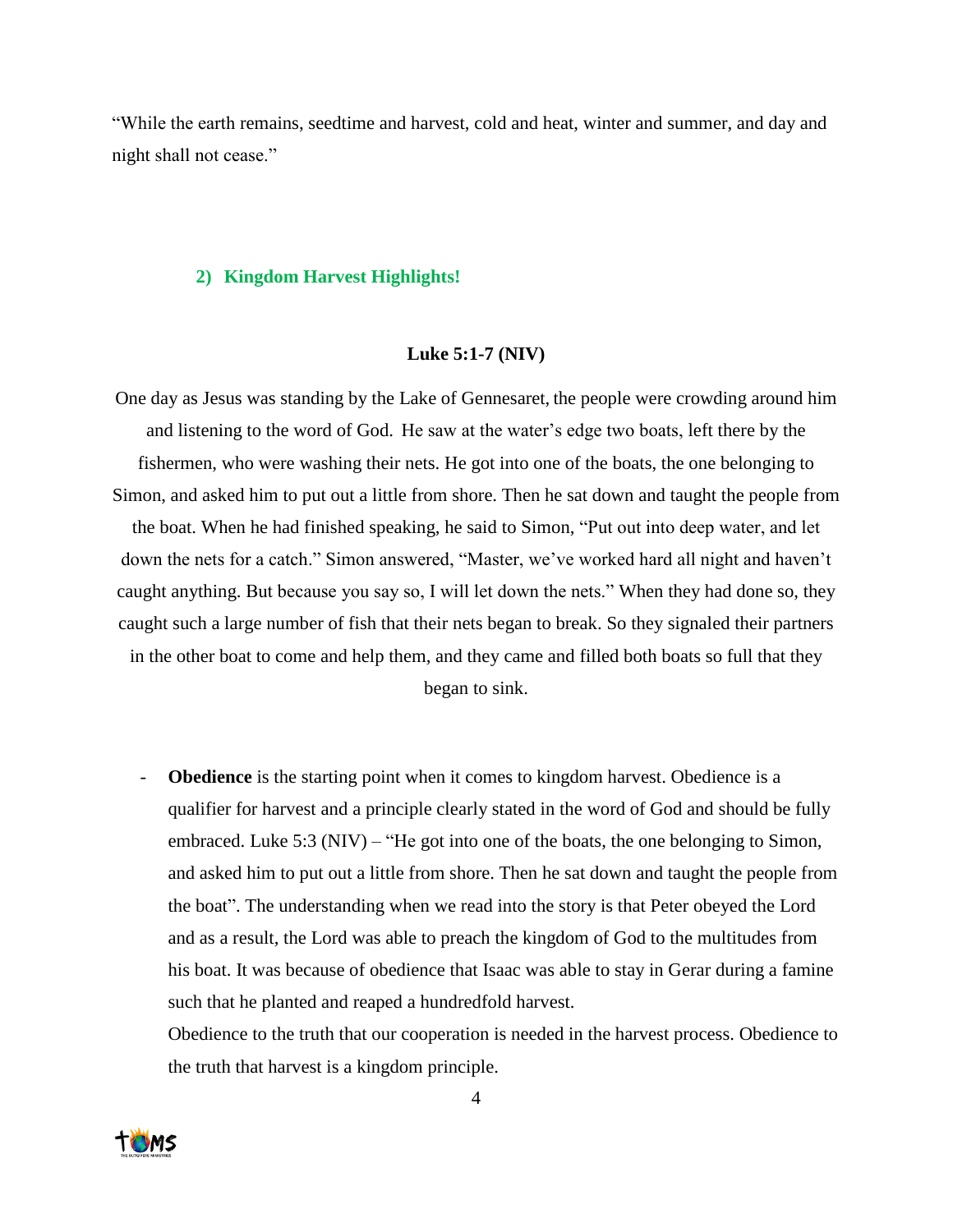"While the earth remains, seedtime and harvest, cold and heat, winter and summer, and day and night shall not cease."

## 2) Kingdom Harvest Highlights!

**Luke 5:1-7 (NIV)**

One day as Jesus was standing by the Lake of Gennesaret, the people were crowding around him and listening to the word of God. He saw at the water's edge two boats, left there by the fishermen, who were washing their nets. He got into one of the boats, the one belonging to Simon, and asked him to put out a little from shore. Then he sat down and taught the people from the boat. When he had finished speaking, he said to Simon, "Put out into deep water, and let down the nets for a catch." Simon answered, "Master, we've worked hard all night and haven't caught anything. But because you say so, I will let down the nets." When they had done so, they caught such a large number of fish that their nets began to break. So they signaled their partners in the other boat to come and help them, and they came and filled both boats so full that they began to sink.

- **Obedience** is the starting point when it comes to kingdom harvest. Obedience is a qualifier for harvest and a principle clearly stated in the word of God and should be fully embraced. Luke 5:3 (NIV) – "He got into one of the boats, the one belonging to Simon, and asked him to put out a little from shore. Then he sat down and taught the people from the boat". The understanding when we read into the story is that Peter obeyed the Lord and as a result, the Lord was able to preach the kingdom of God to the multitudes from his boat. It was because of obedience that Isaac was able to stay in Gerar during a famine such that he planted and reaped a hundredfold harvest.

  Obedience to the truth that our cooperation is needed in the harvest process. Obedience to the truth that harvest is a kingdom principle.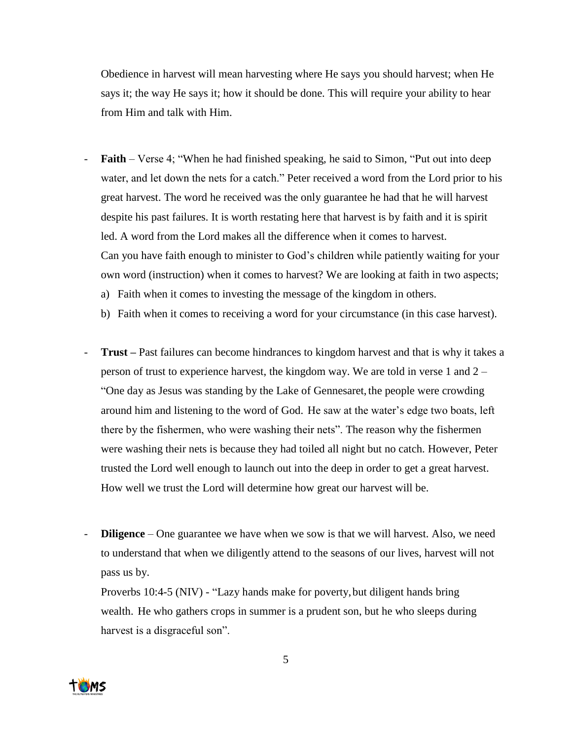Obedience in harvest will mean harvesting where He says you should harvest; when He says it; the way He says it; how it should be done. This will require your ability to hear from Him and talk with Him.

- **Faith** – Verse 4; "When he had finished speaking, he said to Simon, "Put out into deep water, and let down the nets for a catch." Peter received a word from the Lord prior to his great harvest. The word he received was the only guarantee he had that he will harvest despite his past failures. It is worth restating here that harvest is by faith and it is spirit led. A word from the Lord makes all the difference when it comes to harvest.

  Can you have faith enough to minister to God's children while patiently waiting for your own word (instruction) when it comes to harvest? We are looking at faith in two aspects;

  a) Faith when it comes to investing the message of the kingdom in others.
  b) Faith when it comes to receiving a word for your circumstance (in this case harvest).

- **Trust –** Past failures can become hindrances to kingdom harvest and that is why it takes a person of trust to experience harvest, the kingdom way. We are told in verse 1 and 2 – "One day as Jesus was standing by the Lake of Gennesaret, the people were crowding around him and listening to the word of God. He saw at the water's edge two boats, left there by the fishermen, who were washing their nets". The reason why the fishermen were washing their nets is because they had toiled all night but no catch. However, Peter trusted the Lord well enough to launch out into the deep in order to get a great harvest. How well we trust the Lord will determine how great our harvest will be.

- **Diligence** – One guarantee we have when we sow is that we will harvest. Also, we need to understand that when we diligently attend to the seasons of our lives, harvest will not pass us by.

  Proverbs 10:4-5 (NIV) - "Lazy hands make for poverty, but diligent hands bring wealth. He who gathers crops in summer is a prudent son, but he who sleeps during harvest is a disgraceful son".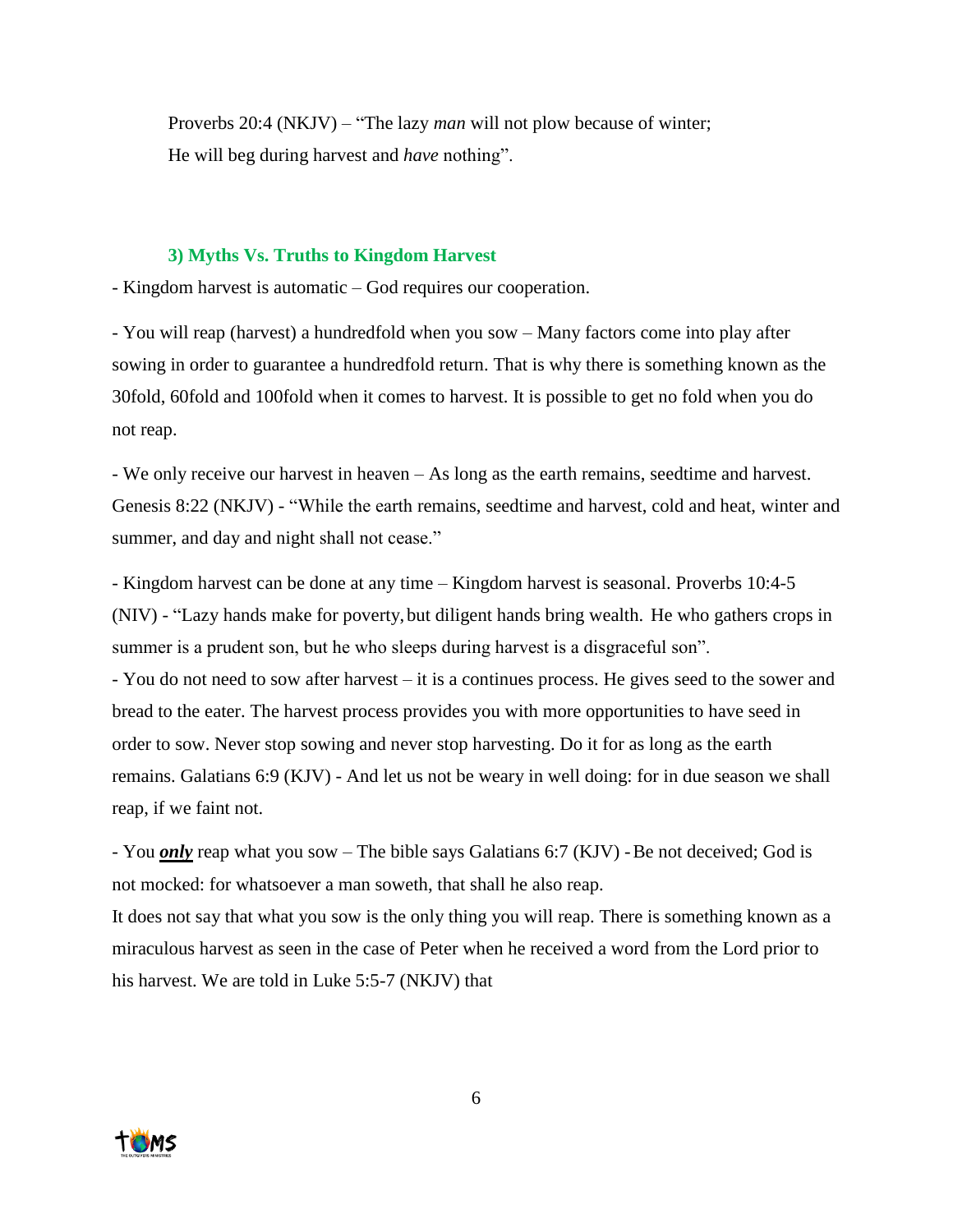Proverbs 20:4 (NKJV) – "The lazy *man* will not plow because of winter;
He will beg during harvest and *have* nothing".

### 3) Myths Vs. Truths to Kingdom Harvest

- Kingdom harvest is automatic – God requires our cooperation.

- You will reap (harvest) a hundredfold when you sow – Many factors come into play after sowing in order to guarantee a hundredfold return. That is why there is something known as the 30fold, 60fold and 100fold when it comes to harvest. It is possible to get no fold when you do not reap.

- We only receive our harvest in heaven – As long as the earth remains, seedtime and harvest. Genesis 8:22 (NKJV) - "While the earth remains, seedtime and harvest, cold and heat, winter and summer, and day and night shall not cease."

- Kingdom harvest can be done at any time – Kingdom harvest is seasonal. Proverbs 10:4-5 (NIV) - "Lazy hands make for poverty, but diligent hands bring wealth. He who gathers crops in summer is a prudent son, but he who sleeps during harvest is a disgraceful son".

- You do not need to sow after harvest – it is a continues process. He gives seed to the sower and bread to the eater. The harvest process provides you with more opportunities to have seed in order to sow. Never stop sowing and never stop harvesting. Do it for as long as the earth remains. Galatians 6:9 (KJV) - And let us not be weary in well doing: for in due season we shall reap, if we faint not.

- You ***only*** reap what you sow – The bible says Galatians 6:7 (KJV) - Be not deceived; God is not mocked: for whatsoever a man soweth, that shall he also reap.

It does not say that what you sow is the only thing you will reap. There is something known as a miraculous harvest as seen in the case of Peter when he received a word from the Lord prior to his harvest. We are told in Luke 5:5-7 (NKJV) that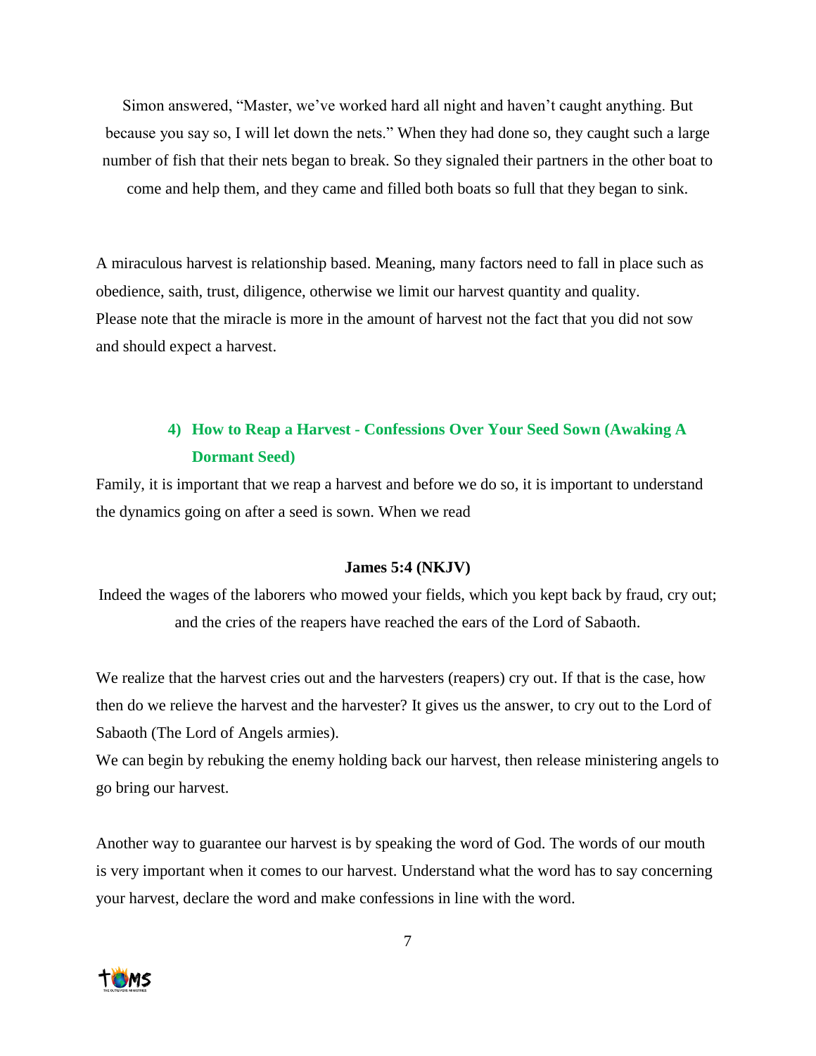Simon answered, "Master, we've worked hard all night and haven't caught anything. But because you say so, I will let down the nets." When they had done so, they caught such a large number of fish that their nets began to break. So they signaled their partners in the other boat to come and help them, and they came and filled both boats so full that they began to sink.

A miraculous harvest is relationship based. Meaning, many factors need to fall in place such as obedience, saith, trust, diligence, otherwise we limit our harvest quantity and quality.
Please note that the miracle is more in the amount of harvest not the fact that you did not sow and should expect a harvest.

## 4) How to Reap a Harvest - Confessions Over Your Seed Sown (Awaking A Dormant Seed)

Family, it is important that we reap a harvest and before we do so, it is important to understand the dynamics going on after a seed is sown. When we read

**James 5:4 (NKJV)**

Indeed the wages of the laborers who mowed your fields, which you kept back by fraud, cry out; and the cries of the reapers have reached the ears of the Lord of Sabaoth.

We realize that the harvest cries out and the harvesters (reapers) cry out. If that is the case, how then do we relieve the harvest and the harvester? It gives us the answer, to cry out to the Lord of Sabaoth (The Lord of Angels armies).
We can begin by rebuking the enemy holding back our harvest, then release ministering angels to go bring our harvest.

Another way to guarantee our harvest is by speaking the word of God. The words of our mouth is very important when it comes to our harvest. Understand what the word has to say concerning your harvest, declare the word and make confessions in line with the word.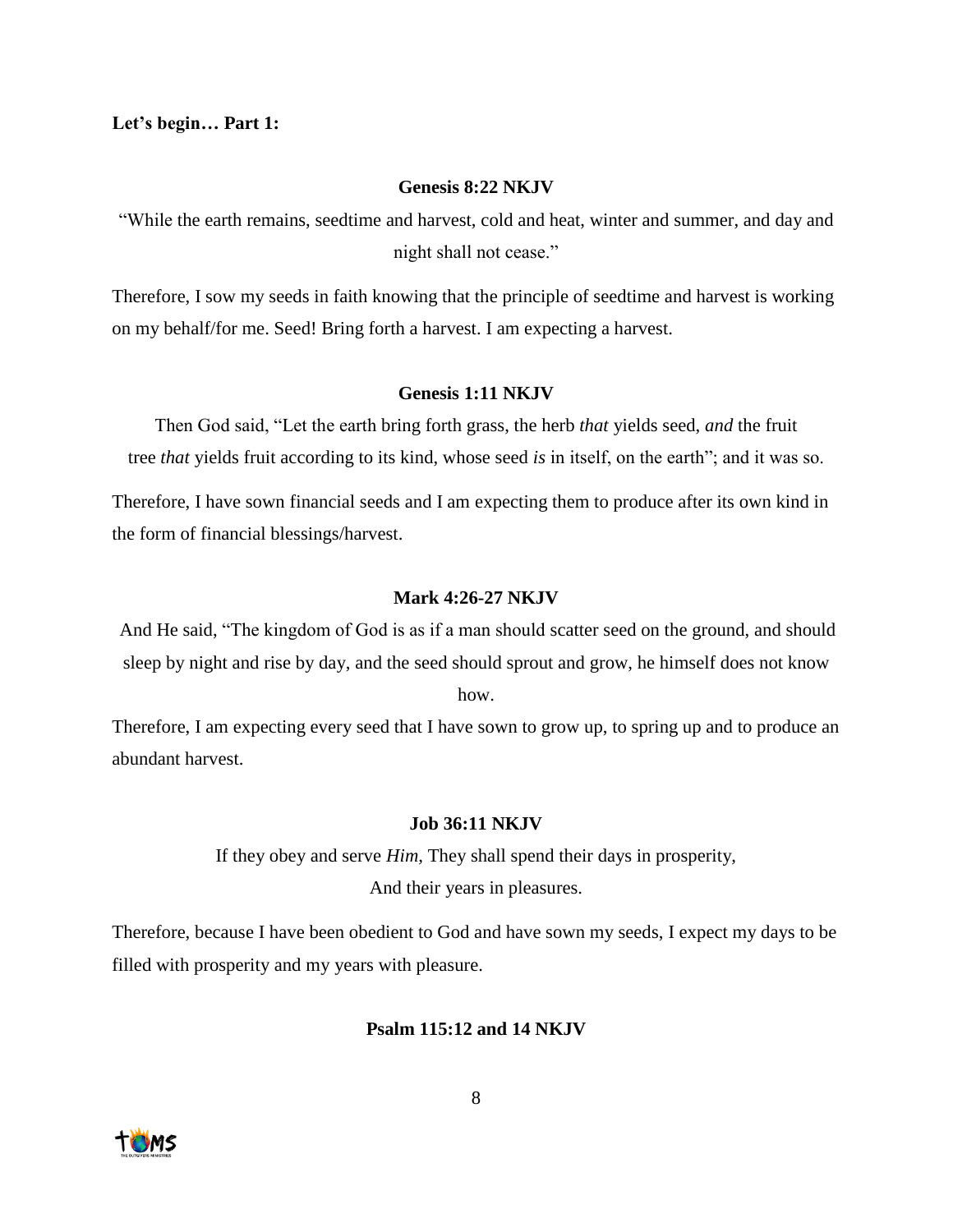**Let's begin… Part 1:**

**Genesis 8:22 NKJV**

"While the earth remains, seedtime and harvest, cold and heat, winter and summer, and day and night shall not cease."

Therefore, I sow my seeds in faith knowing that the principle of seedtime and harvest is working on my behalf/for me. Seed! Bring forth a harvest. I am expecting a harvest.

**Genesis 1:11 NKJV**

Then God said, "Let the earth bring forth grass, the herb *that* yields seed, *and* the fruit tree *that* yields fruit according to its kind, whose seed *is* in itself, on the earth"; and it was so.

Therefore, I have sown financial seeds and I am expecting them to produce after its own kind in the form of financial blessings/harvest.

**Mark 4:26-27 NKJV**

And He said, "The kingdom of God is as if a man should scatter seed on the ground, and should sleep by night and rise by day, and the seed should sprout and grow, he himself does not know how.

Therefore, I am expecting every seed that I have sown to grow up, to spring up and to produce an abundant harvest.

**Job 36:11 NKJV**

If they obey and serve *Him*, They shall spend their days in prosperity,
And their years in pleasures.

Therefore, because I have been obedient to God and have sown my seeds, I expect my days to be filled with prosperity and my years with pleasure.

**Psalm 115:12 and 14 NKJV**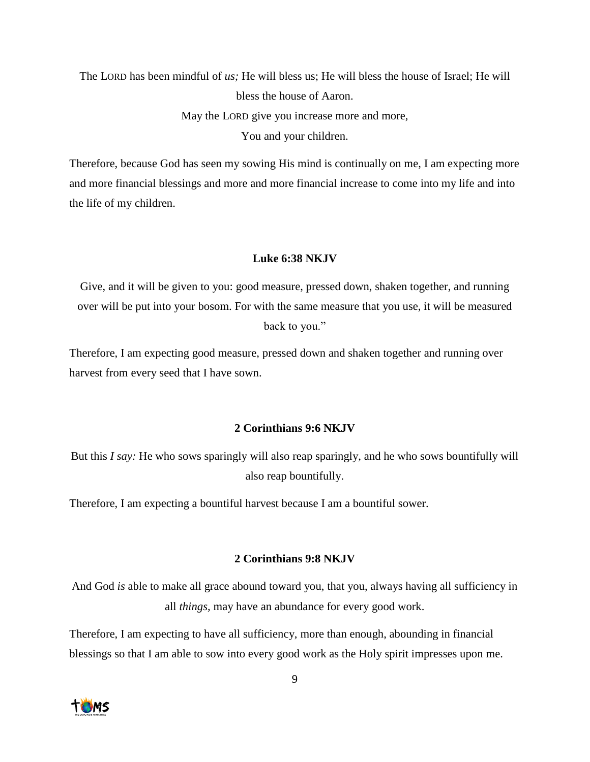The LORD has been mindful of *us;* He will bless us; He will bless the house of Israel; He will bless the house of Aaron.

May the LORD give you increase more and more,

You and your children.

Therefore, because God has seen my sowing His mind is continually on me, I am expecting more and more financial blessings and more and more financial increase to come into my life and into the life of my children.

**Luke 6:38 NKJV**

Give, and it will be given to you: good measure, pressed down, shaken together, and running over will be put into your bosom. For with the same measure that you use, it will be measured back to you."

Therefore, I am expecting good measure, pressed down and shaken together and running over harvest from every seed that I have sown.

**2 Corinthians 9:6 NKJV**

But this *I say:* He who sows sparingly will also reap sparingly, and he who sows bountifully will also reap bountifully.

Therefore, I am expecting a bountiful harvest because I am a bountiful sower.

**2 Corinthians 9:8 NKJV**

And God *is* able to make all grace abound toward you, that you, always having all sufficiency in all *things*, may have an abundance for every good work.

Therefore, I am expecting to have all sufficiency, more than enough, abounding in financial blessings so that I am able to sow into every good work as the Holy spirit impresses upon me.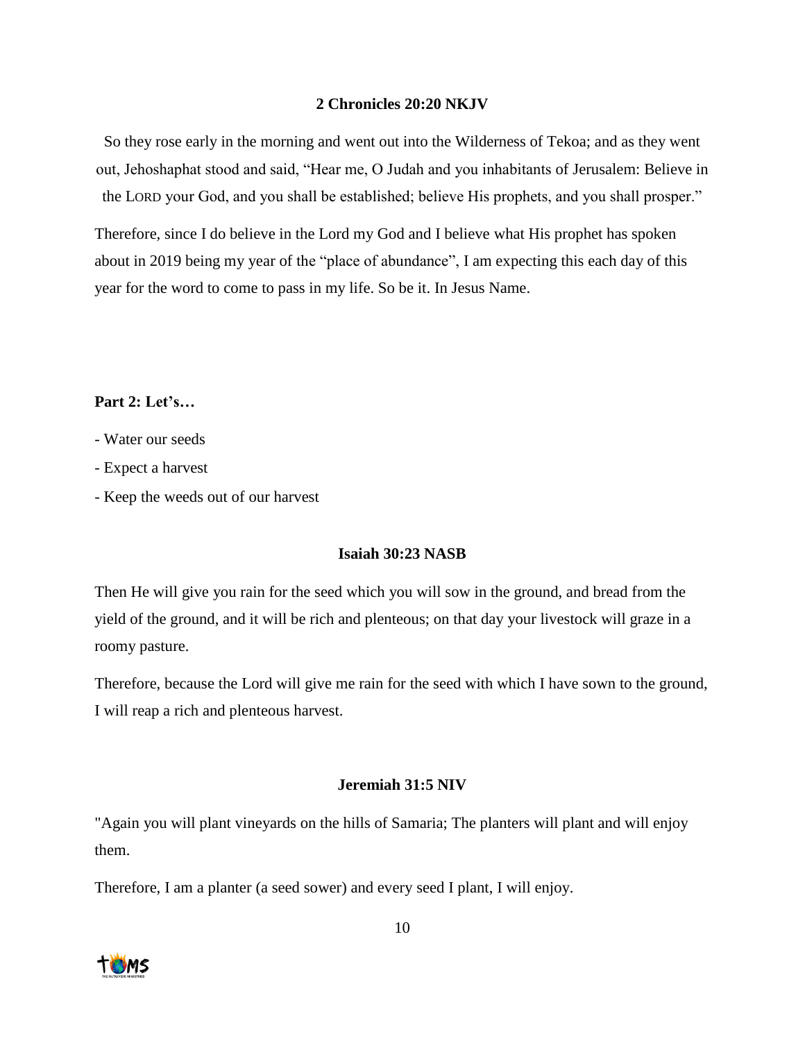**2 Chronicles 20:20 NKJV**

So they rose early in the morning and went out into the Wilderness of Tekoa; and as they went out, Jehoshaphat stood and said, "Hear me, O Judah and you inhabitants of Jerusalem: Believe in the LORD your God, and you shall be established; believe His prophets, and you shall prosper."

Therefore, since I do believe in the Lord my God and I believe what His prophet has spoken about in 2019 being my year of the "place of abundance", I am expecting this each day of this year for the word to come to pass in my life. So be it. In Jesus Name.

**Part 2: Let's…**

- Water our seeds
- Expect a harvest
- Keep the weeds out of our harvest

**Isaiah 30:23 NASB**

Then He will give you rain for the seed which you will sow in the ground, and bread from the yield of the ground, and it will be rich and plenteous; on that day your livestock will graze in a roomy pasture.

Therefore, because the Lord will give me rain for the seed with which I have sown to the ground, I will reap a rich and plenteous harvest.

**Jeremiah 31:5 NIV**

"Again you will plant vineyards on the hills of Samaria; The planters will plant and will enjoy them.

Therefore, I am a planter (a seed sower) and every seed I plant, I will enjoy.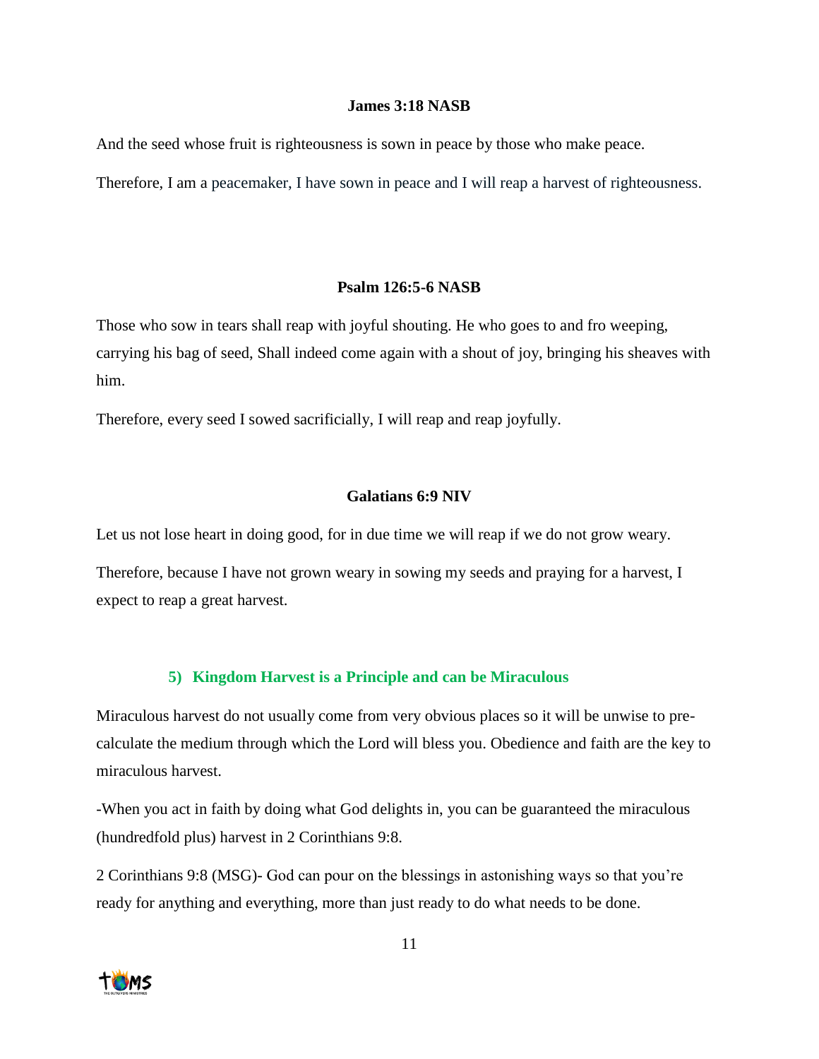**James 3:18 NASB**

And the seed whose fruit is righteousness is sown in peace by those who make peace.

Therefore, I am a peacemaker, I have sown in peace and I will reap a harvest of righteousness.

**Psalm 126:5-6 NASB**

Those who sow in tears shall reap with joyful shouting. He who goes to and fro weeping, carrying his bag of seed, Shall indeed come again with a shout of joy, bringing his sheaves with him.

Therefore, every seed I sowed sacrificially, I will reap and reap joyfully.

**Galatians 6:9 NIV**

Let us not lose heart in doing good, for in due time we will reap if we do not grow weary.

Therefore, because I have not grown weary in sowing my seeds and praying for a harvest, I expect to reap a great harvest.

### 5) Kingdom Harvest is a Principle and can be Miraculous

Miraculous harvest do not usually come from very obvious places so it will be unwise to pre-calculate the medium through which the Lord will bless you. Obedience and faith are the key to miraculous harvest.

-When you act in faith by doing what God delights in, you can be guaranteed the miraculous (hundredfold plus) harvest in 2 Corinthians 9:8.

2 Corinthians 9:8 (MSG)- God can pour on the blessings in astonishing ways so that you're ready for anything and everything, more than just ready to do what needs to be done.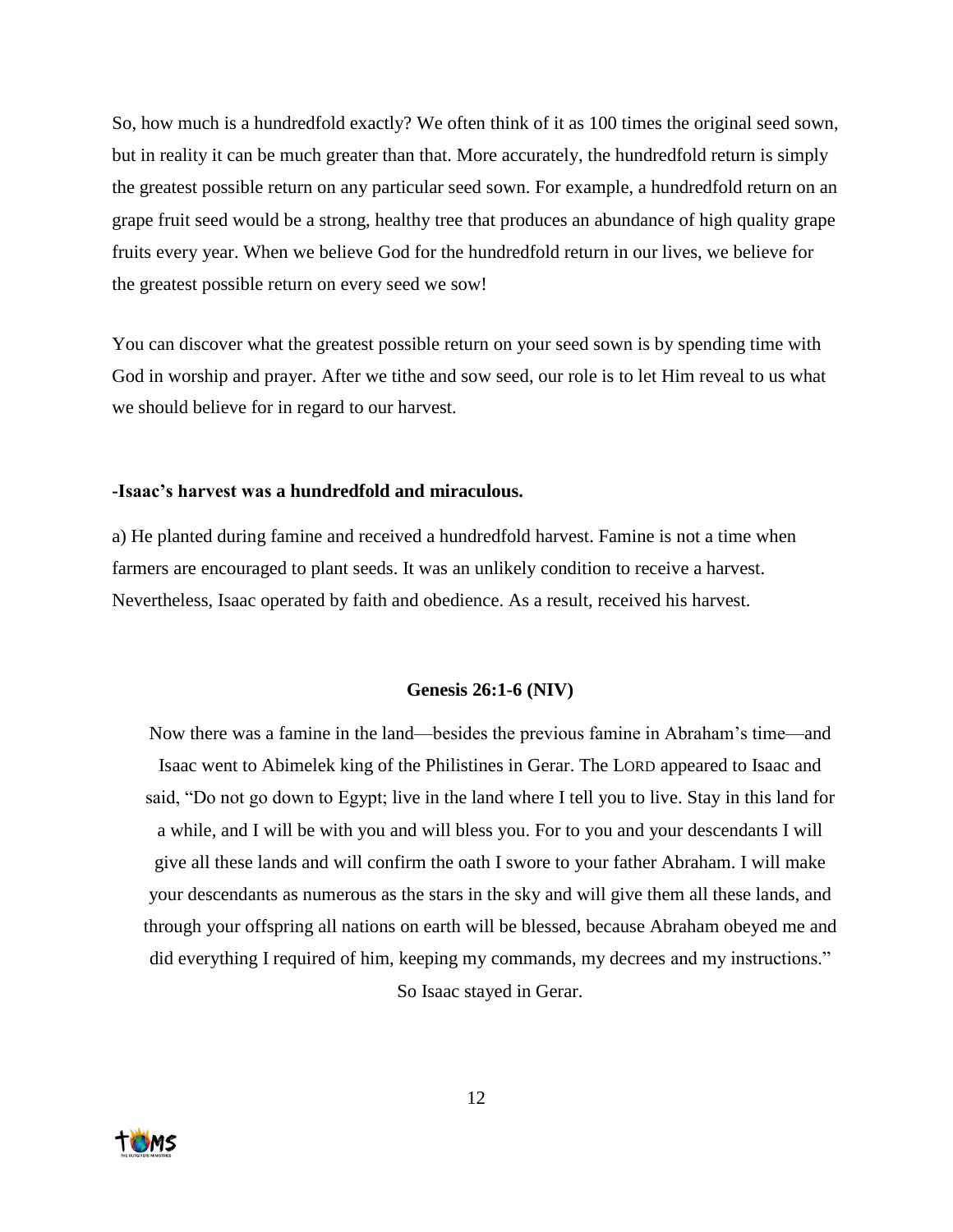So, how much is a hundredfold exactly? We often think of it as 100 times the original seed sown, but in reality it can be much greater than that. More accurately, the hundredfold return is simply the greatest possible return on any particular seed sown. For example, a hundredfold return on an grape fruit seed would be a strong, healthy tree that produces an abundance of high quality grape fruits every year. When we believe God for the hundredfold return in our lives, we believe for the greatest possible return on every seed we sow!

You can discover what the greatest possible return on your seed sown is by spending time with God in worship and prayer. After we tithe and sow seed, our role is to let Him reveal to us what we should believe for in regard to our harvest.

**-Isaac's harvest was a hundredfold and miraculous.**

a) He planted during famine and received a hundredfold harvest. Famine is not a time when farmers are encouraged to plant seeds. It was an unlikely condition to receive a harvest. Nevertheless, Isaac operated by faith and obedience. As a result, received his harvest.

**Genesis 26:1-6 (NIV)**

Now there was a famine in the land—besides the previous famine in Abraham's time—and Isaac went to Abimelek king of the Philistines in Gerar. The LORD appeared to Isaac and said, "Do not go down to Egypt; live in the land where I tell you to live. Stay in this land for a while, and I will be with you and will bless you. For to you and your descendants I will give all these lands and will confirm the oath I swore to your father Abraham. I will make your descendants as numerous as the stars in the sky and will give them all these lands, and through your offspring all nations on earth will be blessed, because Abraham obeyed me and did everything I required of him, keeping my commands, my decrees and my instructions." So Isaac stayed in Gerar.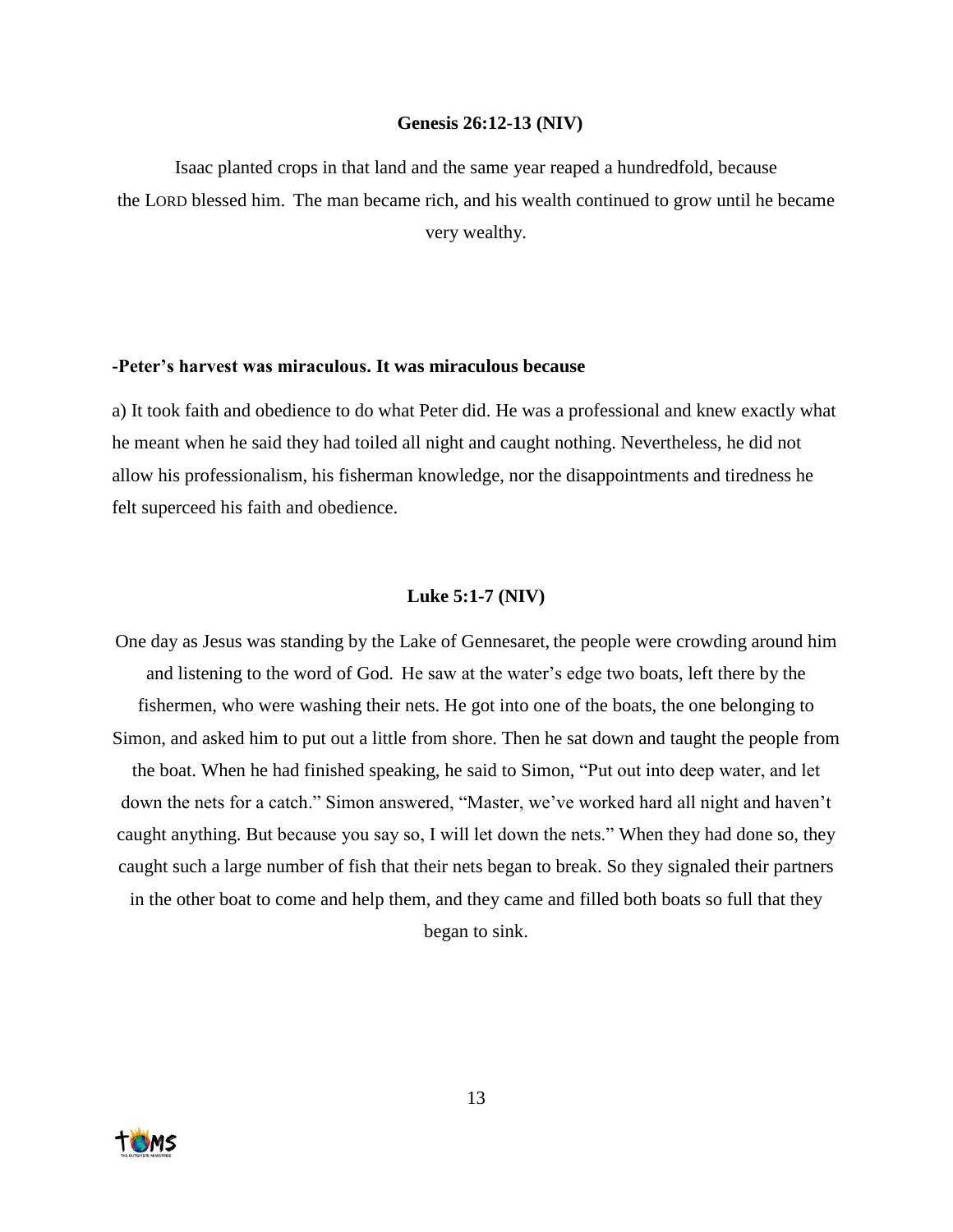**Genesis 26:12-13 (NIV)**

Isaac planted crops in that land and the same year reaped a hundredfold, because the LORD blessed him. The man became rich, and his wealth continued to grow until he became very wealthy.

**-Peter's harvest was miraculous. It was miraculous because**

a) It took faith and obedience to do what Peter did. He was a professional and knew exactly what he meant when he said they had toiled all night and caught nothing. Nevertheless, he did not allow his professionalism, his fisherman knowledge, nor the disappointments and tiredness he felt superceed his faith and obedience.

**Luke 5:1-7 (NIV)**

One day as Jesus was standing by the Lake of Gennesaret, the people were crowding around him and listening to the word of God. He saw at the water's edge two boats, left there by the fishermen, who were washing their nets. He got into one of the boats, the one belonging to Simon, and asked him to put out a little from shore. Then he sat down and taught the people from the boat. When he had finished speaking, he said to Simon, "Put out into deep water, and let down the nets for a catch." Simon answered, "Master, we've worked hard all night and haven't caught anything. But because you say so, I will let down the nets." When they had done so, they caught such a large number of fish that their nets began to break. So they signaled their partners in the other boat to come and help them, and they came and filled both boats so full that they began to sink.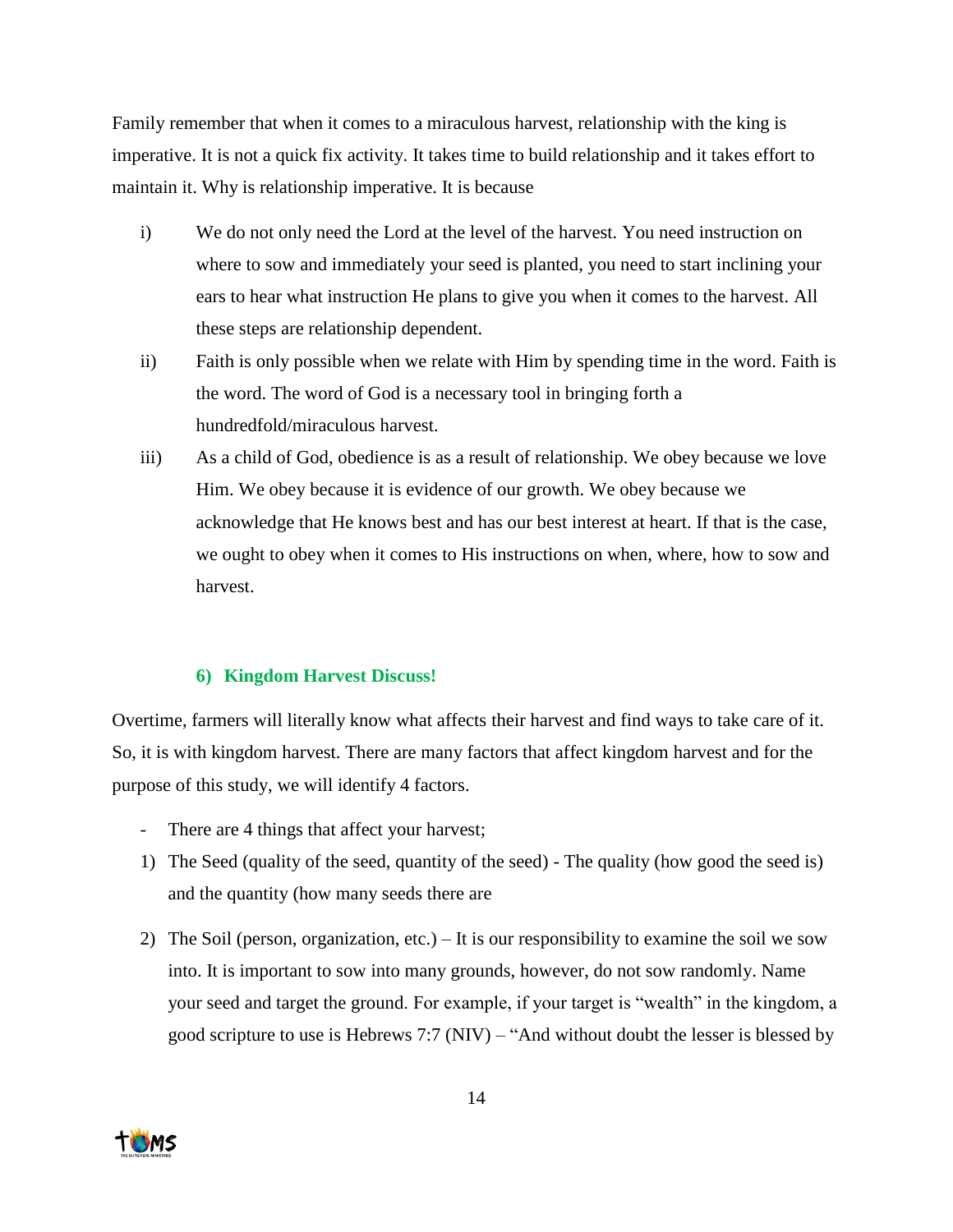Family remember that when it comes to a miraculous harvest, relationship with the king is imperative. It is not a quick fix activity. It takes time to build relationship and it takes effort to maintain it. Why is relationship imperative. It is because

i) We do not only need the Lord at the level of the harvest. You need instruction on where to sow and immediately your seed is planted, you need to start inclining your ears to hear what instruction He plans to give you when it comes to the harvest. All these steps are relationship dependent.

ii) Faith is only possible when we relate with Him by spending time in the word. Faith is the word. The word of God is a necessary tool in bringing forth a hundredfold/miraculous harvest.

iii) As a child of God, obedience is as a result of relationship. We obey because we love Him. We obey because it is evidence of our growth. We obey because we acknowledge that He knows best and has our best interest at heart. If that is the case, we ought to obey when it comes to His instructions on when, where, how to sow and harvest.

### 6) Kingdom Harvest Discuss!

Overtime, farmers will literally know what affects their harvest and find ways to take care of it. So, it is with kingdom harvest. There are many factors that affect kingdom harvest and for the purpose of this study, we will identify 4 factors.

- There are 4 things that affect your harvest;

1) The Seed (quality of the seed, quantity of the seed) - The quality (how good the seed is) and the quantity (how many seeds there are

2) The Soil (person, organization, etc.) – It is our responsibility to examine the soil we sow into. It is important to sow into many grounds, however, do not sow randomly. Name your seed and target the ground. For example, if your target is "wealth" in the kingdom, a good scripture to use is Hebrews 7:7 (NIV) – "And without doubt the lesser is blessed by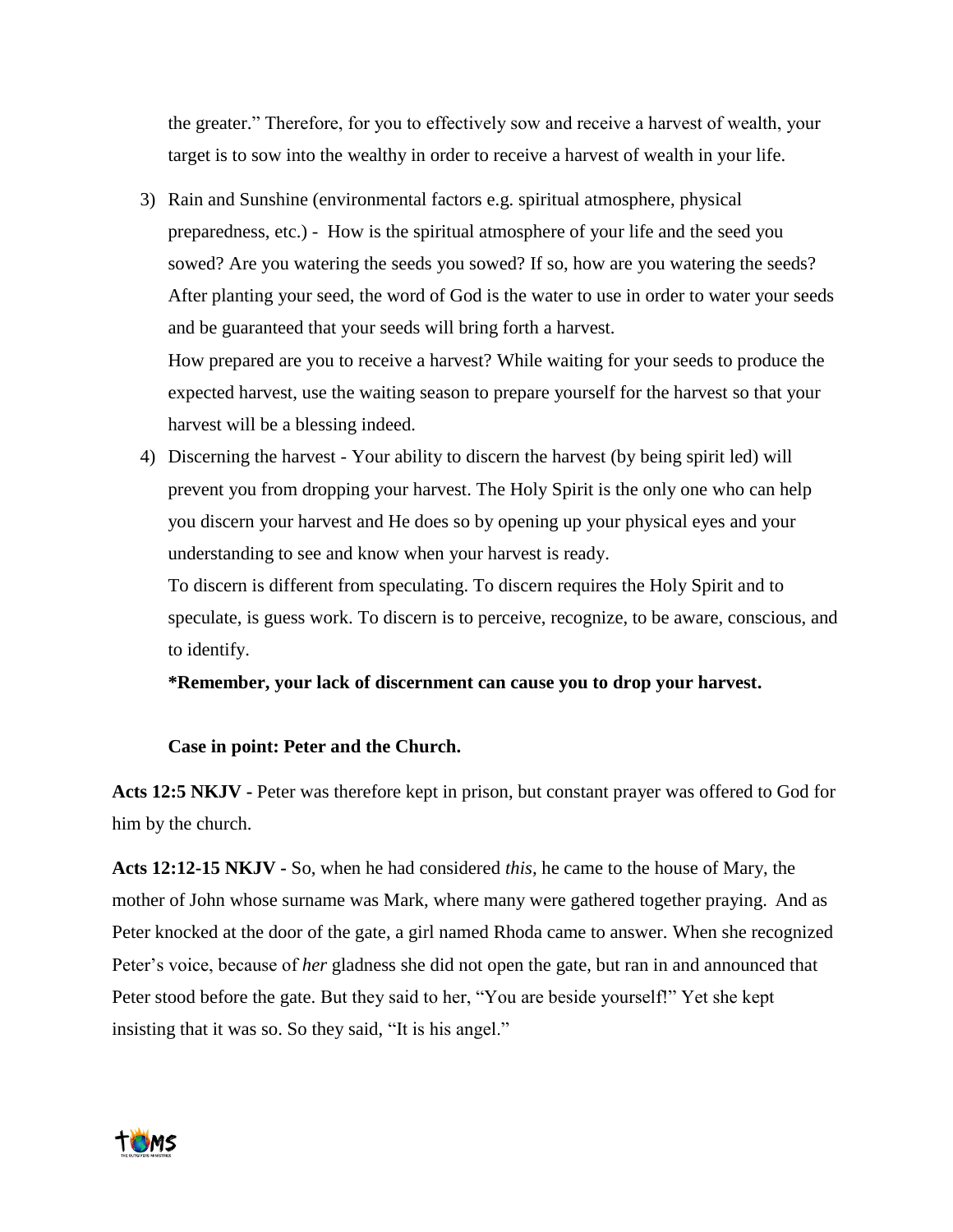the greater." Therefore, for you to effectively sow and receive a harvest of wealth, your target is to sow into the wealthy in order to receive a harvest of wealth in your life.

3) Rain and Sunshine (environmental factors e.g. spiritual atmosphere, physical preparedness, etc.) - How is the spiritual atmosphere of your life and the seed you sowed? Are you watering the seeds you sowed? If so, how are you watering the seeds? After planting your seed, the word of God is the water to use in order to water your seeds and be guaranteed that your seeds will bring forth a harvest.
   How prepared are you to receive a harvest? While waiting for your seeds to produce the expected harvest, use the waiting season to prepare yourself for the harvest so that your harvest will be a blessing indeed.
4) Discerning the harvest - Your ability to discern the harvest (by being spirit led) will prevent you from dropping your harvest. The Holy Spirit is the only one who can help you discern your harvest and He does so by opening up your physical eyes and your understanding to see and know when your harvest is ready.
   To discern is different from speculating. To discern requires the Holy Spirit and to speculate, is guess work. To discern is to perceive, recognize, to be aware, conscious, and to identify.
   **\*Remember, your lack of discernment can cause you to drop your harvest.**

   **Case in point: Peter and the Church.**

**Acts 12:5 NKJV -** Peter was therefore kept in prison, but constant prayer was offered to God for him by the church.

**Acts 12:12-15 NKJV -** So, when he had considered *this,* he came to the house of Mary, the mother of John whose surname was Mark, where many were gathered together praying. And as Peter knocked at the door of the gate, a girl named Rhoda came to answer. When she recognized Peter's voice, because of *her* gladness she did not open the gate, but ran in and announced that Peter stood before the gate. But they said to her, "You are beside yourself!" Yet she kept insisting that it was so. So they said, "It is his angel."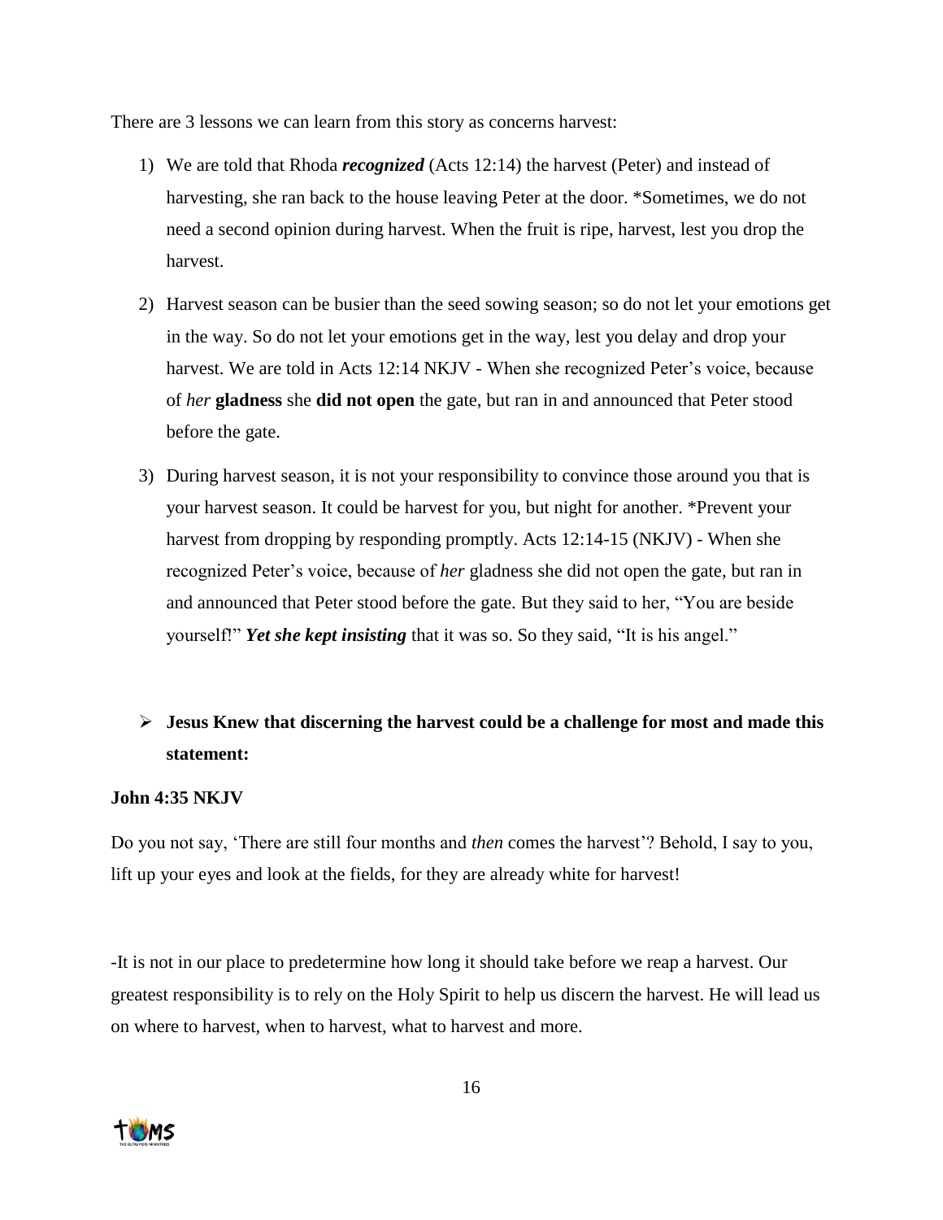There are 3 lessons we can learn from this story as concerns harvest:

1) We are told that Rhoda ***recognized*** (Acts 12:14) the harvest (Peter) and instead of harvesting, she ran back to the house leaving Peter at the door. *Sometimes, we do not need a second opinion during harvest. When the fruit is ripe, harvest, lest you drop the harvest.

2) Harvest season can be busier than the seed sowing season; so do not let your emotions get in the way. So do not let your emotions get in the way, lest you delay and drop your harvest. We are told in Acts 12:14 NKJV - When she recognized Peter's voice, because of *her* **gladness** she **did not open** the gate, but ran in and announced that Peter stood before the gate.

3) During harvest season, it is not your responsibility to convince those around you that is your harvest season. It could be harvest for you, but night for another. *Prevent your harvest from dropping by responding promptly. Acts 12:14-15 (NKJV) - When she recognized Peter's voice, because of *her* gladness she did not open the gate, but ran in and announced that Peter stood before the gate. But they said to her, "You are beside yourself!" ***Yet she kept insisting*** that it was so. So they said, "It is his angel."

- **Jesus Knew that discerning the harvest could be a challenge for most and made this statement:**

**John 4:35 NKJV**

Do you not say, 'There are still four months and *then* comes the harvest'? Behold, I say to you, lift up your eyes and look at the fields, for they are already white for harvest!

-It is not in our place to predetermine how long it should take before we reap a harvest. Our greatest responsibility is to rely on the Holy Spirit to help us discern the harvest. He will lead us on where to harvest, when to harvest, what to harvest and more.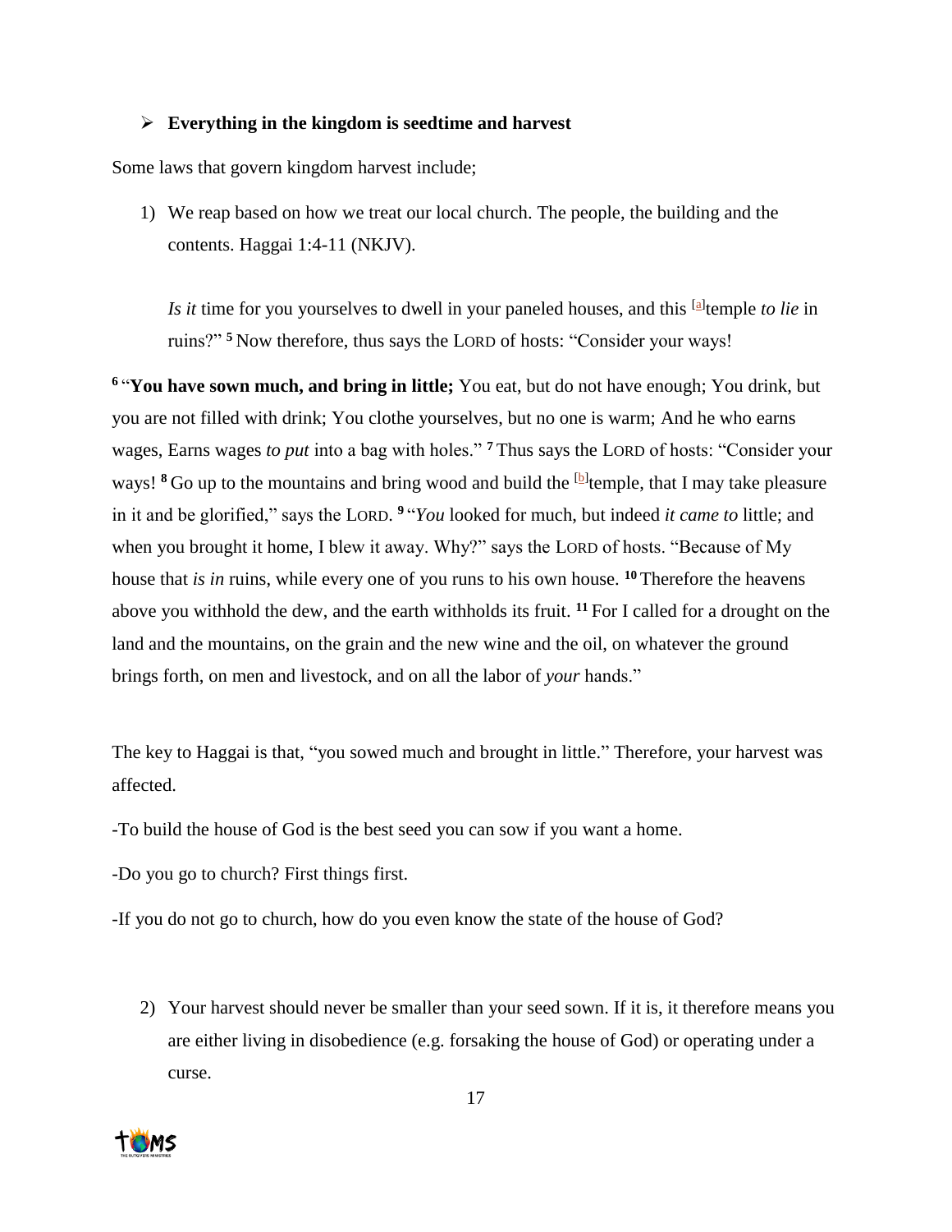- **Everything in the kingdom is seedtime and harvest**

Some laws that govern kingdom harvest include;

1) We reap based on how we treat our local church. The people, the building and the contents. Haggai 1:4-11 (NKJV).

   *Is it* time for you yourselves to dwell in your paneled houses, and this [a]temple *to lie* in ruins?" **5** Now therefore, thus says the LORD of hosts: "Consider your ways!

**6** "**You have sown much, and bring in little;** You eat, but do not have enough; You drink, but you are not filled with drink; You clothe yourselves, but no one is warm; And he who earns wages, Earns wages *to put* into a bag with holes." **7** Thus says the LORD of hosts: "Consider your ways! **8** Go up to the mountains and bring wood and build the [b]temple, that I may take pleasure in it and be glorified," says the LORD. **9** "*You* looked for much, but indeed *it came to* little; and when you brought it home, I blew it away. Why?" says the LORD of hosts. "Because of My house that *is in* ruins, while every one of you runs to his own house. **10** Therefore the heavens above you withhold the dew, and the earth withholds its fruit. **11** For I called for a drought on the land and the mountains, on the grain and the new wine and the oil, on whatever the ground brings forth, on men and livestock, and on all the labor of *your* hands."

The key to Haggai is that, "you sowed much and brought in little." Therefore, your harvest was affected.

-To build the house of God is the best seed you can sow if you want a home.

-Do you go to church? First things first.

-If you do not go to church, how do you even know the state of the house of God?

2) Your harvest should never be smaller than your seed sown. If it is, it therefore means you are either living in disobedience (e.g. forsaking the house of God) or operating under a curse.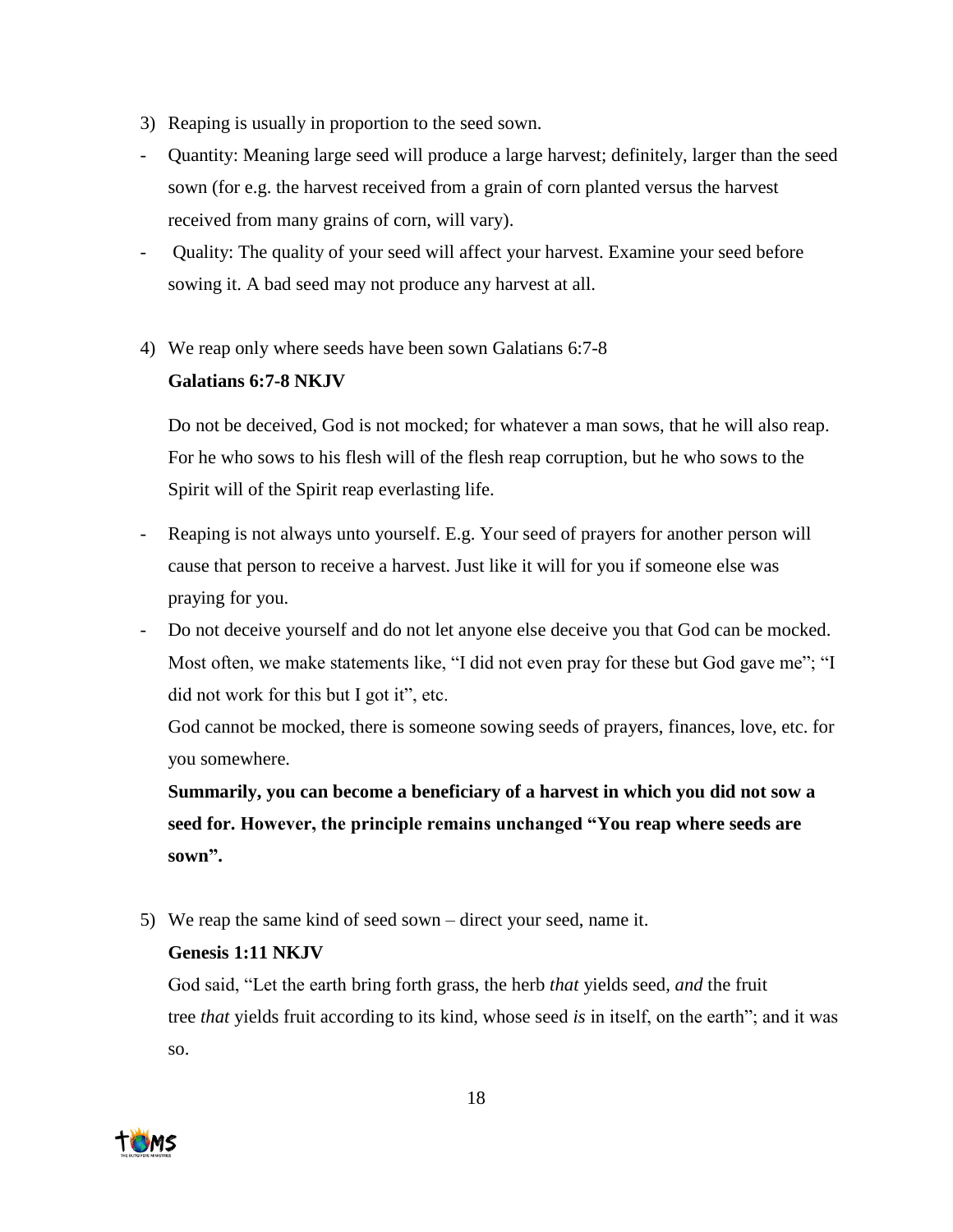3) Reaping is usually in proportion to the seed sown.

- Quantity: Meaning large seed will produce a large harvest; definitely, larger than the seed sown (for e.g. the harvest received from a grain of corn planted versus the harvest received from many grains of corn, will vary).
- Quality: The quality of your seed will affect your harvest. Examine your seed before sowing it. A bad seed may not produce any harvest at all.

4) We reap only where seeds have been sown Galatians 6:7-8

   **Galatians 6:7-8 NKJV**

   Do not be deceived, God is not mocked; for whatever a man sows, that he will also reap. For he who sows to his flesh will of the flesh reap corruption, but he who sows to the Spirit will of the Spirit reap everlasting life.

- Reaping is not always unto yourself. E.g. Your seed of prayers for another person will cause that person to receive a harvest. Just like it will for you if someone else was praying for you.
- Do not deceive yourself and do not let anyone else deceive you that God can be mocked. Most often, we make statements like, "I did not even pray for these but God gave me"; "I did not work for this but I got it", etc.

  God cannot be mocked, there is someone sowing seeds of prayers, finances, love, etc. for you somewhere.

  **Summarily, you can become a beneficiary of a harvest in which you did not sow a seed for. However, the principle remains unchanged "You reap where seeds are sown".**

5) We reap the same kind of seed sown – direct your seed, name it.

   **Genesis 1:11 NKJV**

   God said, "Let the earth bring forth grass, the herb *that* yields seed, *and* the fruit tree *that* yields fruit according to its kind, whose seed *is* in itself, on the earth"; and it was so.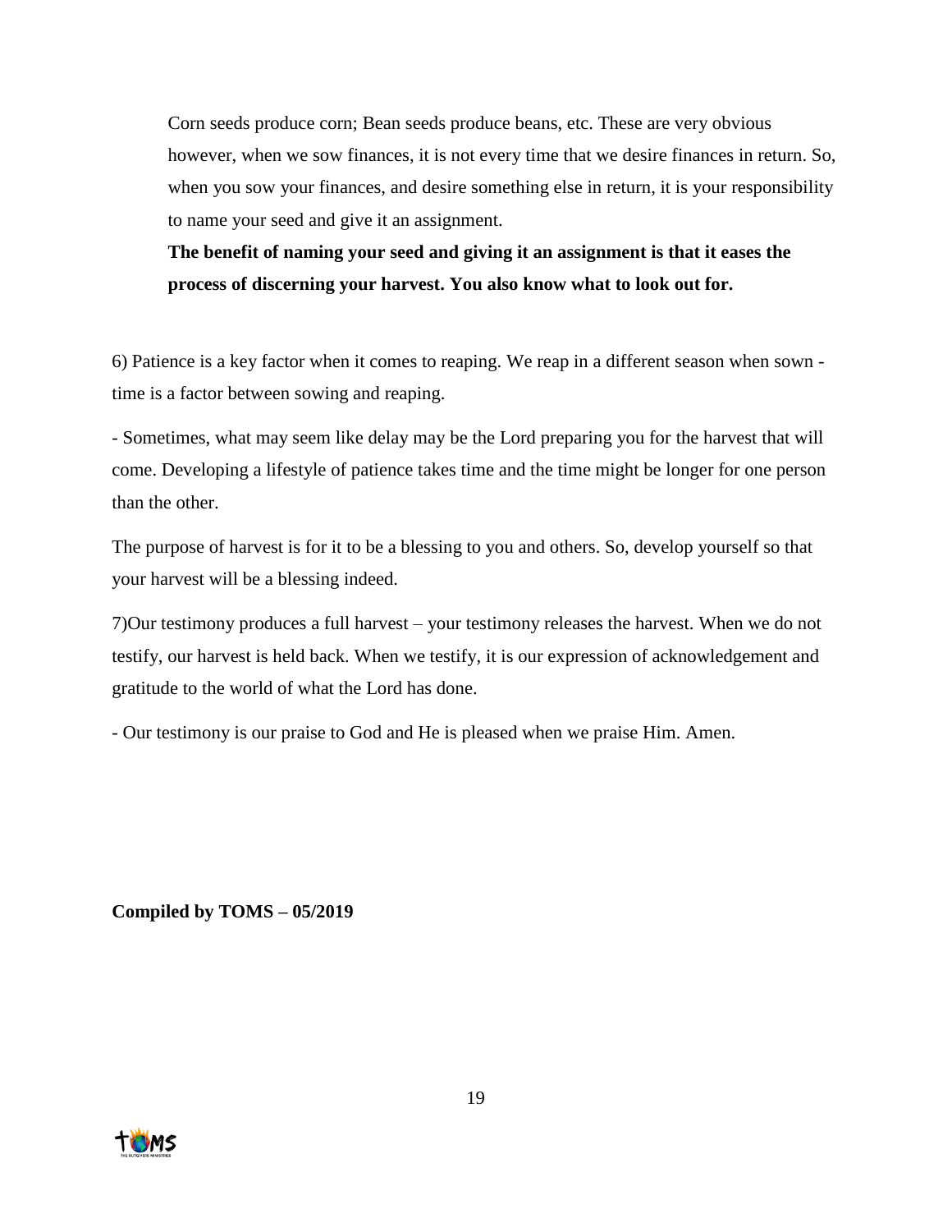Corn seeds produce corn; Bean seeds produce beans, etc. These are very obvious however, when we sow finances, it is not every time that we desire finances in return. So, when you sow your finances, and desire something else in return, it is your responsibility to name your seed and give it an assignment.

**The benefit of naming your seed and giving it an assignment is that it eases the process of discerning your harvest. You also know what to look out for.**

6) Patience is a key factor when it comes to reaping. We reap in a different season when sown - time is a factor between sowing and reaping.

- Sometimes, what may seem like delay may be the Lord preparing you for the harvest that will come. Developing a lifestyle of patience takes time and the time might be longer for one person than the other.

The purpose of harvest is for it to be a blessing to you and others. So, develop yourself so that your harvest will be a blessing indeed.

7)Our testimony produces a full harvest – your testimony releases the harvest. When we do not testify, our harvest is held back. When we testify, it is our expression of acknowledgement and gratitude to the world of what the Lord has done.

- Our testimony is our praise to God and He is pleased when we praise Him. Amen.

**Compiled by TOMS – 05/2019**